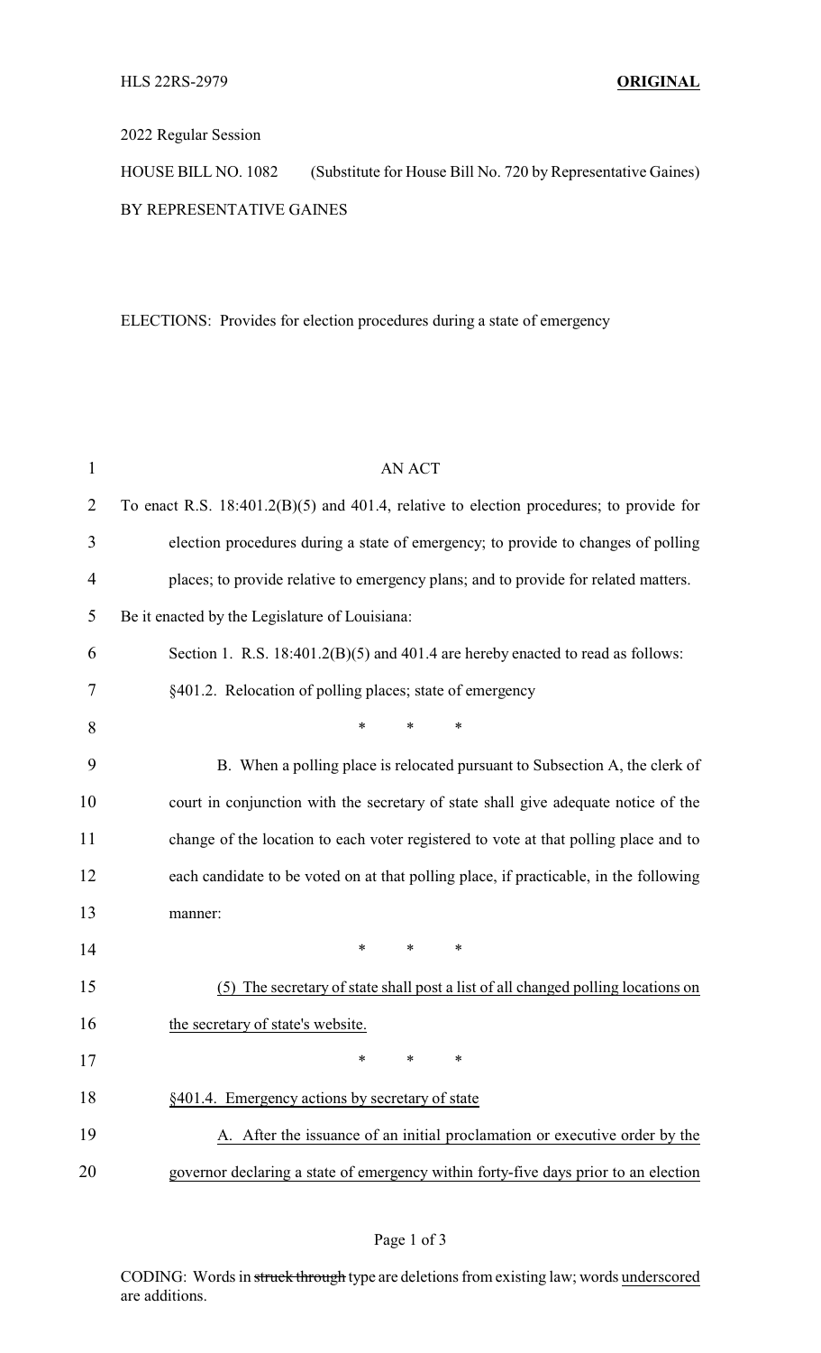HLS 22RS-2979 **ORIGINAL**

2022 Regular Session

HOUSE BILL NO. 1082 (Substitute for House Bill No. 720 by Representative Gaines)

BY REPRESENTATIVE GAINES

ELECTIONS: Provides for election procedures during a state of emergency

AN ACT

To enact R.S. 18:401.2(B)(5) and 401.4, relative to election procedures; to provide for election procedures during a state of emergency; to provide to changes of polling places; to provide relative to emergency plans; and to provide for related matters.

Be it enacted by the Legislature of Louisiana:

Section 1. R.S. 18:401.2(B)(5) and 401.4 are hereby enacted to read as follows:

§401.2. Relocation of polling places; state of emergency

\* \* \*

B. When a polling place is relocated pursuant to Subsection A, the clerk of court in conjunction with the secretary of state shall give adequate notice of the change of the location to each voter registered to vote at that polling place and to each candidate to be voted on at that polling place, if practicable, in the following manner:

\* \* \*

<u>(5) The secretary of state shall post a list of all changed polling locations on the secretary of state's website.</u>

\* \* \*

<u>§401.4. Emergency actions by secretary of state</u>

<u>A. After the issuance of an initial proclamation or executive order by the governor declaring a state of emergency within forty-five days prior to an election</u>

CODING: Words in ~~struck through~~ type are deletions from existing law; words <u>underscored</u> are additions.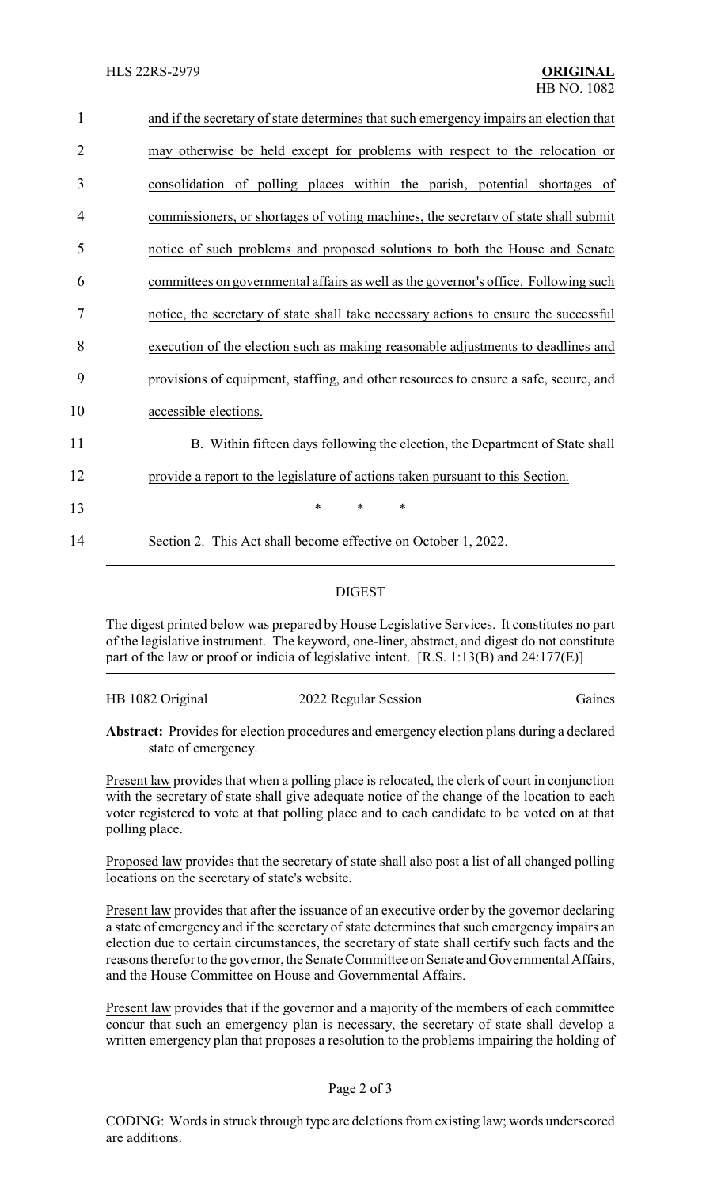and if the secretary of state determines that such emergency impairs an election that may otherwise be held except for problems with respect to the relocation or consolidation of polling places within the parish, potential shortages of commissioners, or shortages of voting machines, the secretary of state shall submit notice of such problems and proposed solutions to both the House and Senate committees on governmental affairs as well as the governor's office. Following such notice, the secretary of state shall take necessary actions to ensure the successful execution of the election such as making reasonable adjustments to deadlines and provisions of equipment, staffing, and other resources to ensure a safe, secure, and accessible elections.

B. Within fifteen days following the election, the Department of State shall provide a report to the legislature of actions taken pursuant to this Section.

\* \* \*

Section 2. This Act shall become effective on October 1, 2022.

## DIGEST

The digest printed below was prepared by House Legislative Services. It constitutes no part of the legislative instrument. The keyword, one-liner, abstract, and digest do not constitute part of the law or proof or indicia of legislative intent. [R.S. 1:13(B) and 24:177(E)]

HB 1082 Original — 2022 Regular Session — Gaines

**Abstract:** Provides for election procedures and emergency election plans during a declared state of emergency.

Present law provides that when a polling place is relocated, the clerk of court in conjunction with the secretary of state shall give adequate notice of the change of the location to each voter registered to vote at that polling place and to each candidate to be voted on at that polling place.

Proposed law provides that the secretary of state shall also post a list of all changed polling locations on the secretary of state's website.

Present law provides that after the issuance of an executive order by the governor declaring a state of emergency and if the secretary of state determines that such emergency impairs an election due to certain circumstances, the secretary of state shall certify such facts and the reasons therefor to the governor, the Senate Committee on Senate and Governmental Affairs, and the House Committee on House and Governmental Affairs.

Present law provides that if the governor and a majority of the members of each committee concur that such an emergency plan is necessary, the secretary of state shall develop a written emergency plan that proposes a resolution to the problems impairing the holding of

CODING: Words in ~~struck through~~ type are deletions from existing law; words underscored are additions.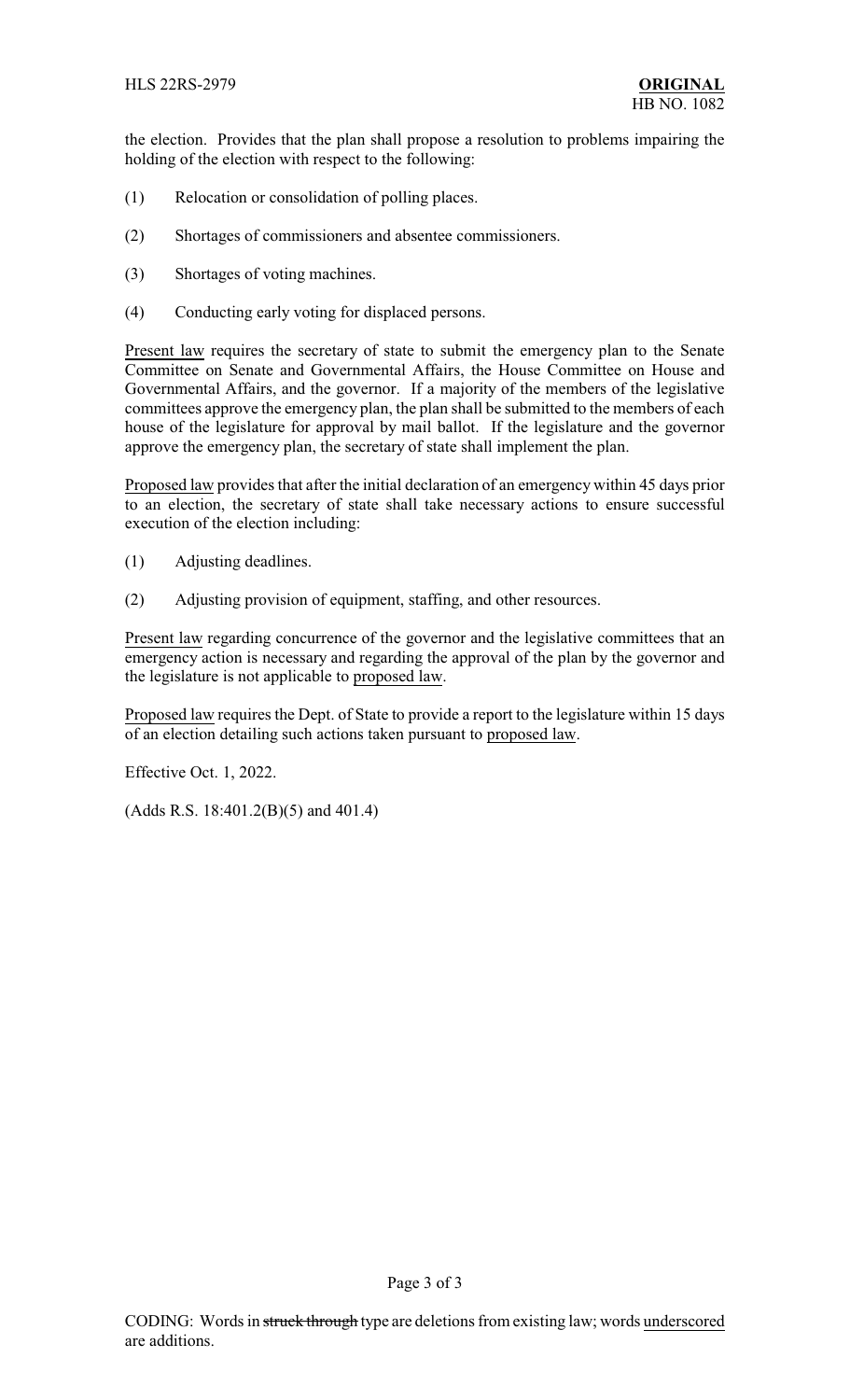the election. Provides that the plan shall propose a resolution to problems impairing the holding of the election with respect to the following:

(1) Relocation or consolidation of polling places.

(2) Shortages of commissioners and absentee commissioners.

(3) Shortages of voting machines.

(4) Conducting early voting for displaced persons.

Present law requires the secretary of state to submit the emergency plan to the Senate Committee on Senate and Governmental Affairs, the House Committee on House and Governmental Affairs, and the governor. If a majority of the members of the legislative committees approve the emergency plan, the plan shall be submitted to the members of each house of the legislature for approval by mail ballot. If the legislature and the governor approve the emergency plan, the secretary of state shall implement the plan.

Proposed law provides that after the initial declaration of an emergency within 45 days prior to an election, the secretary of state shall take necessary actions to ensure successful execution of the election including:

(1) Adjusting deadlines.

(2) Adjusting provision of equipment, staffing, and other resources.

Present law regarding concurrence of the governor and the legislative committees that an emergency action is necessary and regarding the approval of the plan by the governor and the legislature is not applicable to proposed law.

Proposed law requires the Dept. of State to provide a report to the legislature within 15 days of an election detailing such actions taken pursuant to proposed law.

Effective Oct. 1, 2022.

(Adds R.S. 18:401.2(B)(5) and 401.4)

CODING: Words in ~~struck through~~ type are deletions from existing law; words underscored are additions.